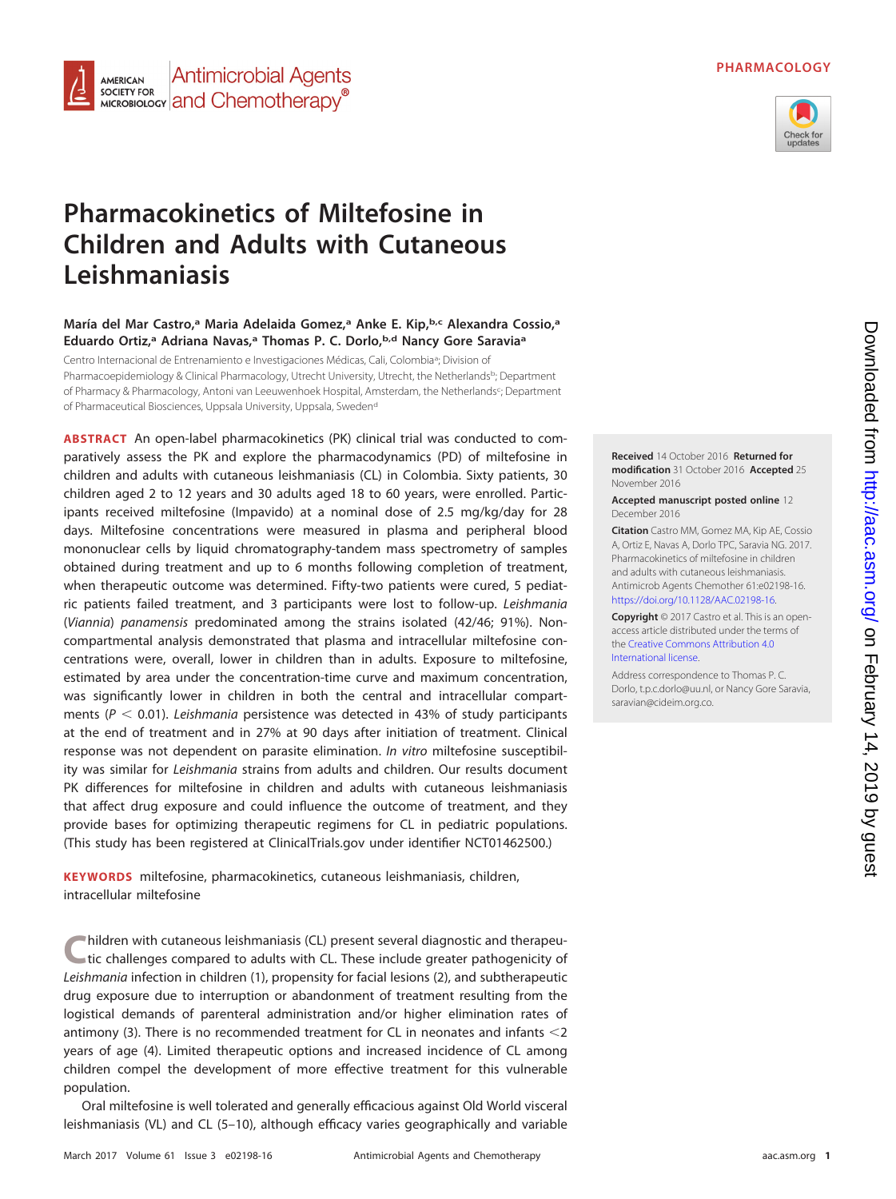PHARMACOLOGY

# Pharmacokinetics of Miltefosine in Children and Adults with Cutaneous Leishmaniasis

**María del Mar Castro,[a] Maria Adelaida Gomez,[a] Anke E. Kip,[b,c] Alexandra Cossio,[a] Eduardo Ortiz,[a] Adriana Navas,[a] Thomas P. C. Dorlo,[b,d] Nancy Gore Saravia[a]**

Centro Internacional de Entrenamiento e Investigaciones Médicas, Cali, Colombia[a]; Division of Pharmacoepidemiology & Clinical Pharmacology, Utrecht University, Utrecht, the Netherlands[b]; Department of Pharmacy & Pharmacology, Antoni van Leeuwenhoek Hospital, Amsterdam, the Netherlands[c]; Department of Pharmaceutical Biosciences, Uppsala University, Uppsala, Sweden[d]

**ABSTRACT** An open-label pharmacokinetics (PK) clinical trial was conducted to comparatively assess the PK and explore the pharmacodynamics (PD) of miltefosine in children and adults with cutaneous leishmaniasis (CL) in Colombia. Sixty patients, 30 children aged 2 to 12 years and 30 adults aged 18 to 60 years, were enrolled. Participants received miltefosine (Impavido) at a nominal dose of 2.5 mg/kg/day for 28 days. Miltefosine concentrations were measured in plasma and peripheral blood mononuclear cells by liquid chromatography-tandem mass spectrometry of samples obtained during treatment and up to 6 months following completion of treatment, when therapeutic outcome was determined. Fifty-two patients were cured, 5 pediatric patients failed treatment, and 3 participants were lost to follow-up. *Leishmania* (*Viannia*) *panamensis* predominated among the strains isolated (42/46; 91%). Noncompartmental analysis demonstrated that plasma and intracellular miltefosine concentrations were, overall, lower in children than in adults. Exposure to miltefosine, estimated by area under the concentration-time curve and maximum concentration, was significantly lower in children in both the central and intracellular compartments ($P < 0.01$). *Leishmania* persistence was detected in 43% of study participants at the end of treatment and in 27% at 90 days after initiation of treatment. Clinical response was not dependent on parasite elimination. *In vitro* miltefosine susceptibility was similar for *Leishmania* strains from adults and children. Our results document PK differences for miltefosine in children and adults with cutaneous leishmaniasis that affect drug exposure and could influence the outcome of treatment, and they provide bases for optimizing therapeutic regimens for CL in pediatric populations. (This study has been registered at ClinicalTrials.gov under identifier NCT01462500.)

**KEYWORDS** miltefosine, pharmacokinetics, cutaneous leishmaniasis, children, intracellular miltefosine

**Received** 14 October 2016 **Returned for modification** 31 October 2016 **Accepted** 25 November 2016

**Accepted manuscript posted online** 12 December 2016

**Citation** Castro MM, Gomez MA, Kip AE, Cossio A, Ortiz E, Navas A, Dorlo TPC, Saravia NG. 2017. Pharmacokinetics of miltefosine in children and adults with cutaneous leishmaniasis. Antimicrob Agents Chemother 61:e02198-16. https://doi.org/10.1128/AAC.02198-16.

**Copyright** © 2017 Castro et al. This is an open-access article distributed under the terms of the Creative Commons Attribution 4.0 International license.

Address correspondence to Thomas P. C. Dorlo, t.p.c.dorlo@uu.nl, or Nancy Gore Saravia, saravian@cideim.org.co.

Children with cutaneous leishmaniasis (CL) present several diagnostic and therapeutic challenges compared to adults with CL. These include greater pathogenicity of *Leishmania* infection in children (1), propensity for facial lesions (2), and subtherapeutic drug exposure due to interruption or abandonment of treatment resulting from the logistical demands of parenteral administration and/or higher elimination rates of antimony (3). There is no recommended treatment for CL in neonates and infants <2 years of age (4). Limited therapeutic options and increased incidence of CL among children compel the development of more effective treatment for this vulnerable population.

Oral miltefosine is well tolerated and generally efficacious against Old World visceral leishmaniasis (VL) and CL (5–10), although efficacy varies geographically and variable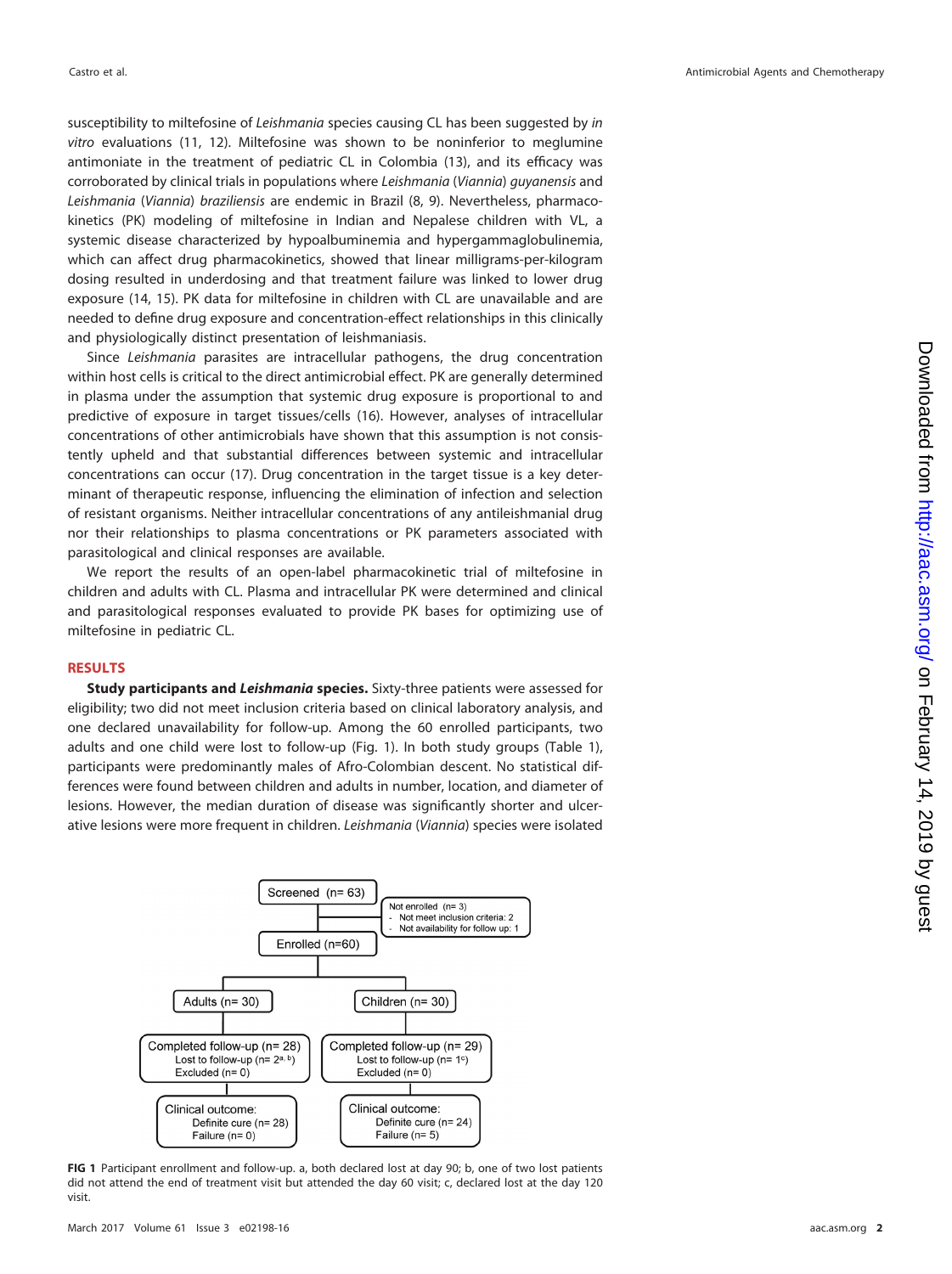susceptibility to miltefosine of *Leishmania* species causing CL has been suggested by *in vitro* evaluations (11, 12). Miltefosine was shown to be noninferior to meglumine antimoniate in the treatment of pediatric CL in Colombia (13), and its efficacy was corroborated by clinical trials in populations where *Leishmania* (*Viannia*) *guyanensis* and *Leishmania* (*Viannia*) *braziliensis* are endemic in Brazil (8, 9). Nevertheless, pharmacokinetics (PK) modeling of miltefosine in Indian and Nepalese children with VL, a systemic disease characterized by hypoalbuminemia and hypergammaglobulinemia, which can affect drug pharmacokinetics, showed that linear milligrams-per-kilogram dosing resulted in underdosing and that treatment failure was linked to lower drug exposure (14, 15). PK data for miltefosine in children with CL are unavailable and are needed to define drug exposure and concentration-effect relationships in this clinically and physiologically distinct presentation of leishmaniasis.

Since *Leishmania* parasites are intracellular pathogens, the drug concentration within host cells is critical to the direct antimicrobial effect. PK are generally determined in plasma under the assumption that systemic drug exposure is proportional to and predictive of exposure in target tissues/cells (16). However, analyses of intracellular concentrations of other antimicrobials have shown that this assumption is not consistently upheld and that substantial differences between systemic and intracellular concentrations can occur (17). Drug concentration in the target tissue is a key determinant of therapeutic response, influencing the elimination of infection and selection of resistant organisms. Neither intracellular concentrations of any antileishmanial drug nor their relationships to plasma concentrations or PK parameters associated with parasitological and clinical responses are available.

We report the results of an open-label pharmacokinetic trial of miltefosine in children and adults with CL. Plasma and intracellular PK were determined and clinical and parasitological responses evaluated to provide PK bases for optimizing use of miltefosine in pediatric CL.

## RESULTS

**Study participants and *Leishmania* species.** Sixty-three patients were assessed for eligibility; two did not meet inclusion criteria based on clinical laboratory analysis, and one declared unavailability for follow-up. Among the 60 enrolled participants, two adults and one child were lost to follow-up (Fig. 1). In both study groups (Table 1), participants were predominantly males of Afro-Colombian descent. No statistical differences were found between children and adults in number, location, and diameter of lesions. However, the median duration of disease was significantly shorter and ulcerative lesions were more frequent in children. *Leishmania* (*Viannia*) species were isolated

Screened (n= 63)

Not enrolled (n= 3)
- Not meet inclusion criteria: 2
- Not availability for follow up: 1

Enrolled (n=60)

Adults (n= 30) | Children (n= 30)

Completed follow-up (n= 28), Lost to follow-up (n= 2[a, b]), Excluded (n= 0) | Completed follow-up (n= 29), Lost to follow-up (n= 1[c]), Excluded (n= 0)

Clinical outcome: Definite cure (n= 28), Failure (n= 0) | Clinical outcome: Definite cure (n= 24), Failure (n= 5)

**FIG 1** Participant enrollment and follow-up. a, both declared lost at day 90; b, one of two lost patients did not attend the end of treatment visit but attended the day 60 visit; c, declared lost at the day 120 visit.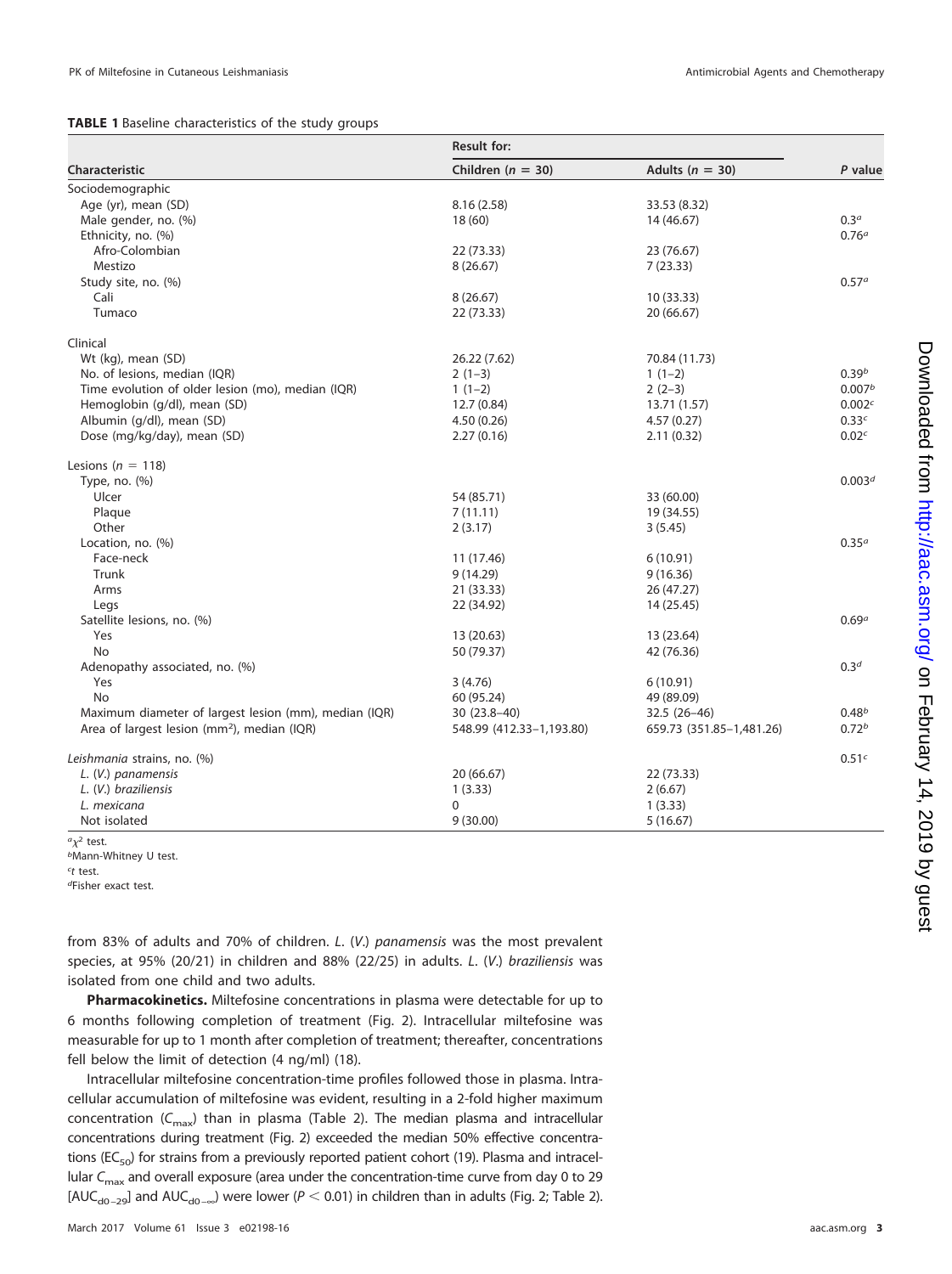**TABLE 1** Baseline characteristics of the study groups

| Characteristic | Result for: | | P value |
|---|---|---|---|
| | Children ($n$ = 30) | Adults ($n$ = 30) | |
| Sociodemographic | | | |
| Age (yr), mean (SD) | 8.16 (2.58) | 33.53 (8.32) | |
| Male gender, no. (%) | 18 (60) | 14 (46.67) | 0.3[a] |
| Ethnicity, no. (%) | | | 0.76[a] |
| Afro-Colombian | 22 (73.33) | 23 (76.67) | |
| Mestizo | 8 (26.67) | 7 (23.33) | |
| Study site, no. (%) | | | 0.57[a] |
| Cali | 8 (26.67) | 10 (33.33) | |
| Tumaco | 22 (73.33) | 20 (66.67) | |
| Clinical | | | |
| Wt (kg), mean (SD) | 26.22 (7.62) | 70.84 (11.73) | |
| No. of lesions, median (IQR) | 2 (1–3) | 1 (1–2) | 0.39[b] |
| Time evolution of older lesion (mo), median (IQR) | 1 (1–2) | 2 (2–3) | 0.007[b] |
| Hemoglobin (g/dl), mean (SD) | 12.7 (0.84) | 13.71 (1.57) | 0.002[c] |
| Albumin (g/dl), mean (SD) | 4.50 (0.26) | 4.57 (0.27) | 0.33[c] |
| Dose (mg/kg/day), mean (SD) | 2.27 (0.16) | 2.11 (0.32) | 0.02[c] |
| Lesions ($n$ = 118) | | | |
| Type, no. (%) | | | 0.003[d] |
| Ulcer | 54 (85.71) | 33 (60.00) | |
| Plaque | 7 (11.11) | 19 (34.55) | |
| Other | 2 (3.17) | 3 (5.45) | |
| Location, no. (%) | | | 0.35[a] |
| Face-neck | 11 (17.46) | 6 (10.91) | |
| Trunk | 9 (14.29) | 9 (16.36) | |
| Arms | 21 (33.33) | 26 (47.27) | |
| Legs | 22 (34.92) | 14 (25.45) | |
| Satellite lesions, no. (%) | | | 0.69[a] |
| Yes | 13 (20.63) | 13 (23.64) | |
| No | 50 (79.37) | 42 (76.36) | |
| Adenopathy associated, no. (%) | | | 0.3[d] |
| Yes | 3 (4.76) | 6 (10.91) | |
| No | 60 (95.24) | 49 (89.09) | |
| Maximum diameter of largest lesion (mm), median (IQR) | 30 (23.8–40) | 32.5 (26–46) | 0.48[b] |
| Area of largest lesion (mm²), median (IQR) | 548.99 (412.33–1,193.80) | 659.73 (351.85–1,481.26) | 0.72[b] |
| *Leishmania* strains, no. (%) | | | 0.51[c] |
| *L.* (*V.*) *panamensis* | 20 (66.67) | 22 (73.33) | |
| *L.* (*V.*) *braziliensis* | 1 (3.33) | 2 (6.67) | |
| *L. mexicana* | 0 | 1 (3.33) | |
| Not isolated | 9 (30.00) | 5 (16.67) | |

[a] $\chi^2$ test.
[b] Mann-Whitney U test.
[c] *t* test.
[d] Fisher exact test.

from 83% of adults and 70% of children. *L.* (*V.*) *panamensis* was the most prevalent species, at 95% (20/21) in children and 88% (22/25) in adults. *L.* (*V.*) *braziliensis* was isolated from one child and two adults.

**Pharmacokinetics.** Miltefosine concentrations in plasma were detectable for up to 6 months following completion of treatment (Fig. 2). Intracellular miltefosine was measurable for up to 1 month after completion of treatment; thereafter, concentrations fell below the limit of detection (4 ng/ml) (18).

Intracellular miltefosine concentration-time profiles followed those in plasma. Intracellular accumulation of miltefosine was evident, resulting in a 2-fold higher maximum concentration ($C_{max}$) than in plasma (Table 2). The median plasma and intracellular concentrations during treatment (Fig. 2) exceeded the median 50% effective concentrations ($EC_{50}$) for strains from a previously reported patient cohort (19). Plasma and intracellular $C_{max}$ and overall exposure (area under the concentration-time curve from day 0 to 29 [$AUC_{d0-29}$] and $AUC_{d0-\infty}$) were lower ($P < 0.01$) in children than in adults (Fig. 2; Table 2).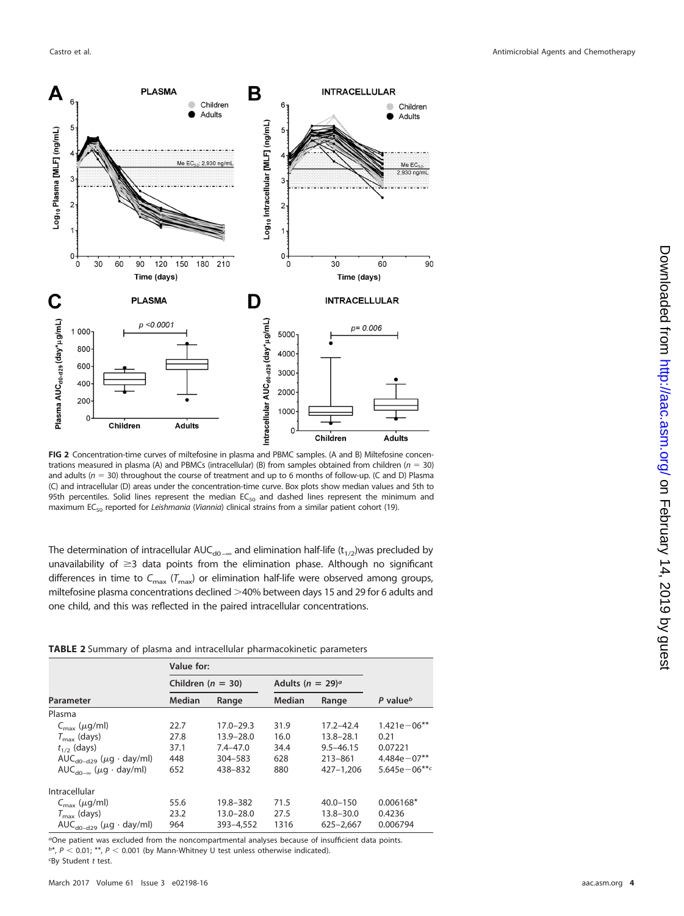FIG 2 Concentration-time curves of miltefosine in plasma and PBMC samples. (A and B) Miltefosine concentrations measured in plasma (A) and PBMCs (intracellular) (B) from samples obtained from children ($n = 30$) and adults ($n = 30$) throughout the course of treatment and up to 6 months of follow-up. (C and D) Plasma (C) and intracellular (D) areas under the concentration-time curve. Box plots show median values and 5th to 95th percentiles. Solid lines represent the median $EC_{50}$ and dashed lines represent the minimum and maximum $EC_{50}$ reported for *Leishmania* (*Viannia*) clinical strains from a similar patient cohort (19).

The determination of intracellular $AUC_{d0-\infty}$ and elimination half-life ($t_{1/2}$)was precluded by unavailability of ≥3 data points from the elimination phase. Although no significant differences in time to $C_{max}$ ($T_{max}$) or elimination half-life were observed among groups, miltefosine plasma concentrations declined >40% between days 15 and 29 for 6 adults and one child, and this was reflected in the paired intracellular concentrations.

**TABLE 2** Summary of plasma and intracellular pharmacokinetic parameters

| | Value for: | | | | |
|---|---|---|---|---|---|
| | Children ($n = 30$) | | Adults ($n = 29$)[a] | | |
| Parameter | Median | Range | Median | Range | *P* value[b] |
| Plasma | | | | | |
| $C_{max}$ (μg/ml) | 22.7 | 17.0–29.3 | 31.9 | 17.2–42.4 | 1.421e−06** |
| $T_{max}$ (days) | 27.8 | 13.9–28.0 | 16.0 | 13.8–28.1 | 0.21 |
| $t_{1/2}$ (days) | 37.1 | 7.4–47.0 | 34.4 | 9.5–46.15 | 0.07221 |
| $AUC_{d0-d29}$ (μg · day/ml) | 448 | 304–583 | 628 | 213–861 | 4.484e−07** |
| $AUC_{d0-\infty}$ (μg · day/ml) | 652 | 438–832 | 880 | 427–1,206 | 5.645e−06**[c] |
| Intracellular | | | | | |
| $C_{max}$ (μg/ml) | 55.6 | 19.8–382 | 71.5 | 40.0–150 | 0.006168* |
| $T_{max}$ (days) | 23.2 | 13.0–28.0 | 27.5 | 13.8–30.0 | 0.4236 |
| $AUC_{d0-d29}$ (μg · day/ml) | 964 | 393–4,552 | 1316 | 625–2,667 | 0.006794 |

[a]One patient was excluded from the noncompartmental analyses because of insufficient data points.
[b]*, $P < 0.01$; **, $P < 0.001$ (by Mann-Whitney U test unless otherwise indicated).
[c]By Student *t* test.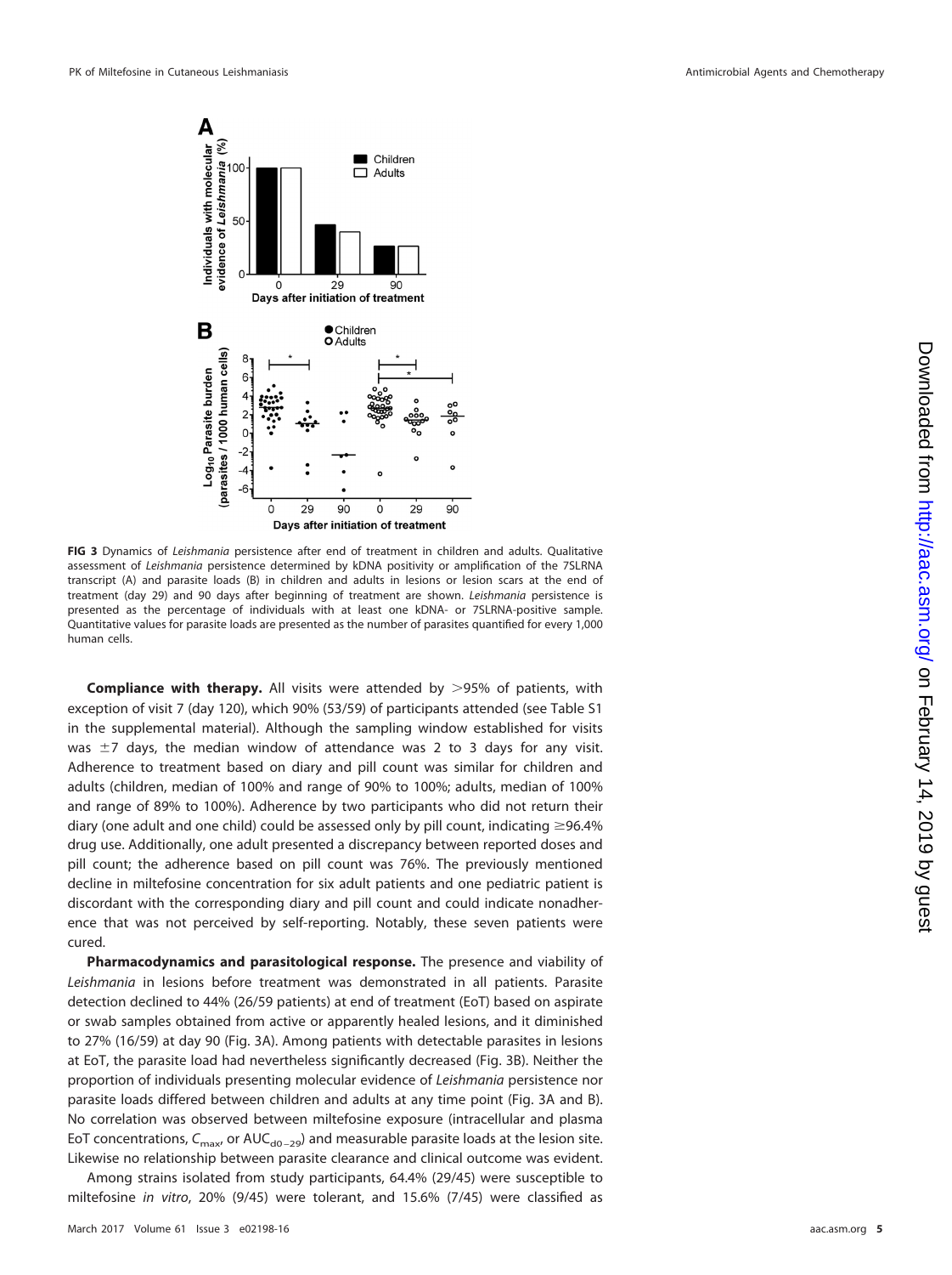**FIG 3** Dynamics of *Leishmania* persistence after end of treatment in children and adults. Qualitative assessment of *Leishmania* persistence determined by kDNA positivity or amplification of the 7SLRNA transcript (A) and parasite loads (B) in children and adults in lesions or lesion scars at the end of treatment (day 29) and 90 days after beginning of treatment are shown. *Leishmania* persistence is presented as the percentage of individuals with at least one kDNA- or 7SLRNA-positive sample. Quantitative values for parasite loads are presented as the number of parasites quantified for every 1,000 human cells.

**Compliance with therapy.** All visits were attended by >95% of patients, with exception of visit 7 (day 120), which 90% (53/59) of participants attended (see Table S1 in the supplemental material). Although the sampling window established for visits was ±7 days, the median window of attendance was 2 to 3 days for any visit. Adherence to treatment based on diary and pill count was similar for children and adults (children, median of 100% and range of 90% to 100%; adults, median of 100% and range of 89% to 100%). Adherence by two participants who did not return their diary (one adult and one child) could be assessed only by pill count, indicating ≥96.4% drug use. Additionally, one adult presented a discrepancy between reported doses and pill count; the adherence based on pill count was 76%. The previously mentioned decline in miltefosine concentration for six adult patients and one pediatric patient is discordant with the corresponding diary and pill count and could indicate nonadherence that was not perceived by self-reporting. Notably, these seven patients were cured.

**Pharmacodynamics and parasitological response.** The presence and viability of *Leishmania* in lesions before treatment was demonstrated in all patients. Parasite detection declined to 44% (26/59 patients) at end of treatment (EoT) based on aspirate or swab samples obtained from active or apparently healed lesions, and it diminished to 27% (16/59) at day 90 (Fig. 3A). Among patients with detectable parasites in lesions at EoT, the parasite load had nevertheless significantly decreased (Fig. 3B). Neither the proportion of individuals presenting molecular evidence of *Leishmania* persistence nor parasite loads differed between children and adults at any time point (Fig. 3A and B). No correlation was observed between miltefosine exposure (intracellular and plasma EoT concentrations, $C_{max}$, or $AUC_{d0-29}$) and measurable parasite loads at the lesion site. Likewise no relationship between parasite clearance and clinical outcome was evident.

Among strains isolated from study participants, 64.4% (29/45) were susceptible to miltefosine *in vitro*, 20% (9/45) were tolerant, and 15.6% (7/45) were classified as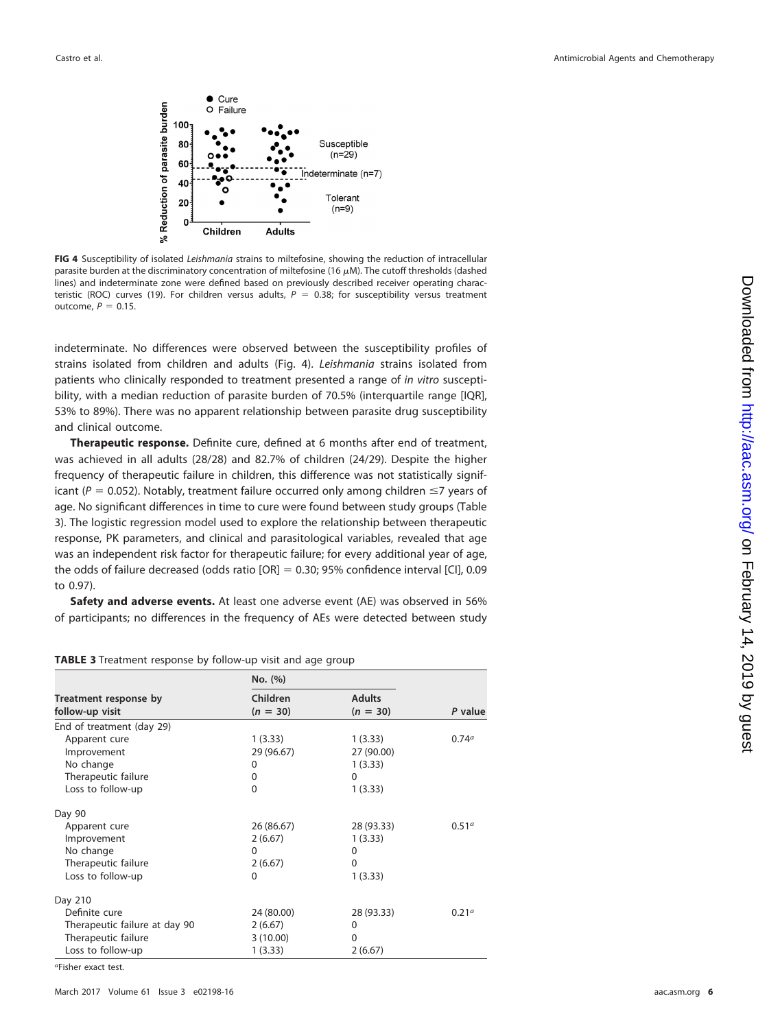FIG 4 Susceptibility of isolated *Leishmania* strains to miltefosine, showing the reduction of intracellular parasite burden at the discriminatory concentration of miltefosine (16 $\mu$M). The cutoff thresholds (dashed lines) and indeterminate zone were defined based on previously described receiver operating characteristic (ROC) curves (19). For children versus adults, $P = 0.38$; for susceptibility versus treatment outcome, $P = 0.15$.

indeterminate. No differences were observed between the susceptibility profiles of strains isolated from children and adults (Fig. 4). *Leishmania* strains isolated from patients who clinically responded to treatment presented a range of *in vitro* susceptibility, with a median reduction of parasite burden of 70.5% (interquartile range [IQR], 53% to 89%). There was no apparent relationship between parasite drug susceptibility and clinical outcome.

**Therapeutic response.** Definite cure, defined at 6 months after end of treatment, was achieved in all adults (28/28) and 82.7% of children (24/29). Despite the higher frequency of therapeutic failure in children, this difference was not statistically significant ($P = 0.052$). Notably, treatment failure occurred only among children ≤7 years of age. No significant differences in time to cure were found between study groups (Table 3). The logistic regression model used to explore the relationship between therapeutic response, PK parameters, and clinical and parasitological variables, revealed that age was an independent risk factor for therapeutic failure; for every additional year of age, the odds of failure decreased (odds ratio [OR] = 0.30; 95% confidence interval [CI], 0.09 to 0.97).

**Safety and adverse events.** At least one adverse event (AE) was observed in 56% of participants; no differences in the frequency of AEs were detected between study

**TABLE 3** Treatment response by follow-up visit and age group

| Treatment response by follow-up visit | No. (%) | | |
|---|---|---|---|
| | Children ($n = 30$) | Adults ($n = 30$) | *P* value |
| End of treatment (day 29) | | | |
| Apparent cure | 1 (3.33) | 1 (3.33) | 0.74[a] |
| Improvement | 29 (96.67) | 27 (90.00) | |
| No change | 0 | 1 (3.33) | |
| Therapeutic failure | 0 | 0 | |
| Loss to follow-up | 0 | 1 (3.33) | |
| Day 90 | | | |
| Apparent cure | 26 (86.67) | 28 (93.33) | 0.51[a] |
| Improvement | 2 (6.67) | 1 (3.33) | |
| No change | 0 | 0 | |
| Therapeutic failure | 2 (6.67) | 0 | |
| Loss to follow-up | 0 | 1 (3.33) | |
| Day 210 | | | |
| Definite cure | 24 (80.00) | 28 (93.33) | 0.21[a] |
| Therapeutic failure at day 90 | 2 (6.67) | 0 | |
| Therapeutic failure | 3 (10.00) | 0 | |
| Loss to follow-up | 1 (3.33) | 2 (6.67) | |

[a]Fisher exact test.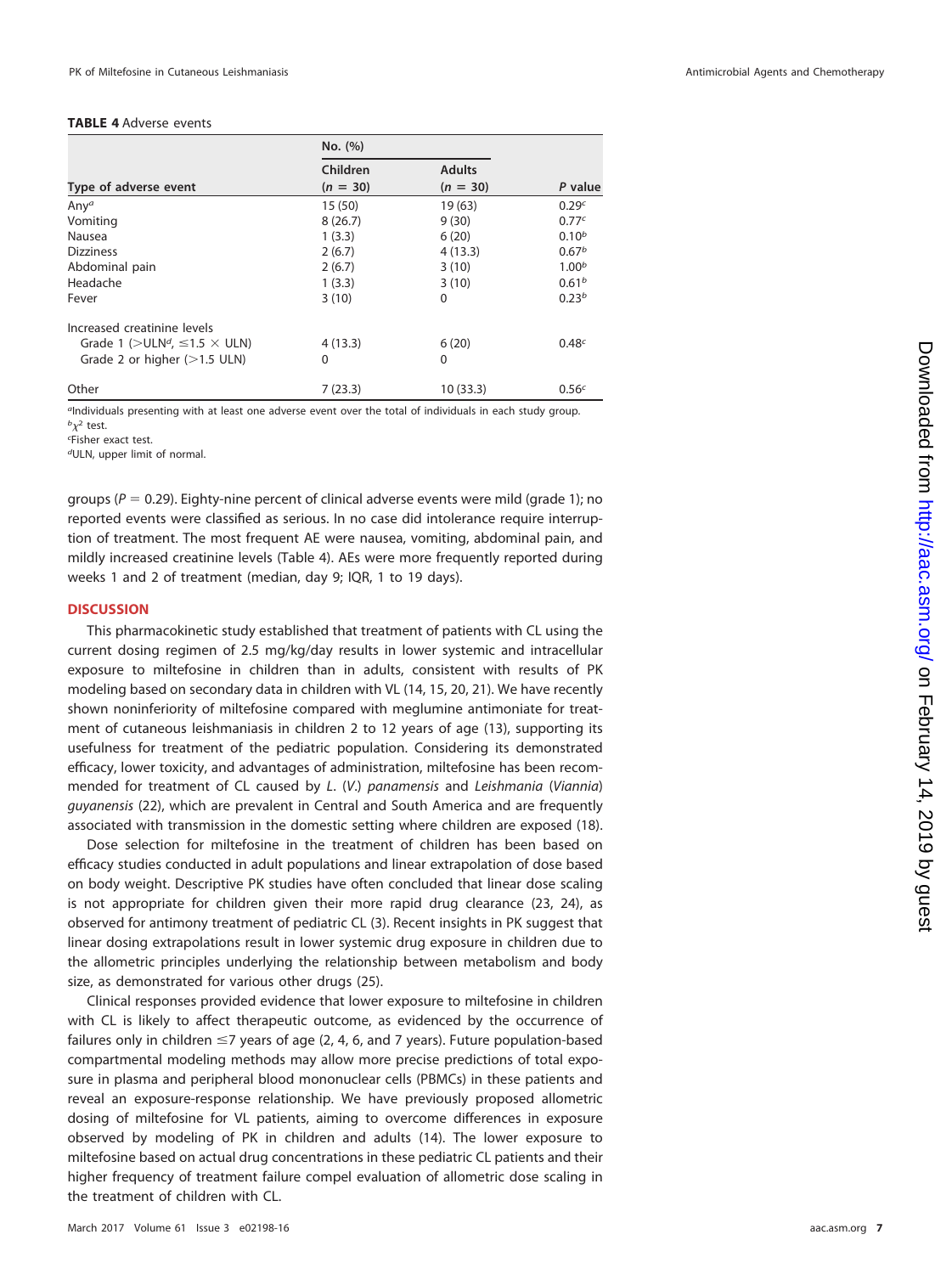**TABLE 4** Adverse events

| Type of adverse event | No. (%) | | P value |
|---|---|---|---|
| | Children (n = 30) | Adults (n = 30) | |
| Any[a] | 15 (50) | 19 (63) | 0.29[c] |
| Vomiting | 8 (26.7) | 9 (30) | 0.77[c] |
| Nausea | 1 (3.3) | 6 (20) | 0.10[b] |
| Dizziness | 2 (6.7) | 4 (13.3) | 0.67[b] |
| Abdominal pain | 2 (6.7) | 3 (10) | 1.00[b] |
| Headache | 1 (3.3) | 3 (10) | 0.61[b] |
| Fever | 3 (10) | 0 | 0.23[b] |
| Increased creatinine levels | | | |
| Grade 1 (>ULN[d], ≤1.5 × ULN) | 4 (13.3) | 6 (20) | 0.48[c] |
| Grade 2 or higher (>1.5 ULN) | 0 | 0 | |
| Other | 7 (23.3) | 10 (33.3) | 0.56[c] |

[a]Individuals presenting with at least one adverse event over the total of individuals in each study group.
[b]$\chi^2$ test.
[c]Fisher exact test.
[d]ULN, upper limit of normal.

groups ($P = 0.29$). Eighty-nine percent of clinical adverse events were mild (grade 1); no reported events were classified as serious. In no case did intolerance require interruption of treatment. The most frequent AE were nausea, vomiting, abdominal pain, and mildly increased creatinine levels (Table 4). AEs were more frequently reported during weeks 1 and 2 of treatment (median, day 9; IQR, 1 to 19 days).

## DISCUSSION

This pharmacokinetic study established that treatment of patients with CL using the current dosing regimen of 2.5 mg/kg/day results in lower systemic and intracellular exposure to miltefosine in children than in adults, consistent with results of PK modeling based on secondary data in children with VL (14, 15, 20, 21). We have recently shown noninferiority of miltefosine compared with meglumine antimoniate for treatment of cutaneous leishmaniasis in children 2 to 12 years of age (13), supporting its usefulness for treatment of the pediatric population. Considering its demonstrated efficacy, lower toxicity, and advantages of administration, miltefosine has been recommended for treatment of CL caused by *L.* (*V.*) *panamensis* and *Leishmania* (*Viannia*) *guyanensis* (22), which are prevalent in Central and South America and are frequently associated with transmission in the domestic setting where children are exposed (18).

Dose selection for miltefosine in the treatment of children has been based on efficacy studies conducted in adult populations and linear extrapolation of dose based on body weight. Descriptive PK studies have often concluded that linear dose scaling is not appropriate for children given their more rapid drug clearance (23, 24), as observed for antimony treatment of pediatric CL (3). Recent insights in PK suggest that linear dosing extrapolations result in lower systemic drug exposure in children due to the allometric principles underlying the relationship between metabolism and body size, as demonstrated for various other drugs (25).

Clinical responses provided evidence that lower exposure to miltefosine in children with CL is likely to affect therapeutic outcome, as evidenced by the occurrence of failures only in children ≤7 years of age (2, 4, 6, and 7 years). Future population-based compartmental modeling methods may allow more precise predictions of total exposure in plasma and peripheral blood mononuclear cells (PBMCs) in these patients and reveal an exposure-response relationship. We have previously proposed allometric dosing of miltefosine for VL patients, aiming to overcome differences in exposure observed by modeling of PK in children and adults (14). The lower exposure to miltefosine based on actual drug concentrations in these pediatric CL patients and their higher frequency of treatment failure compel evaluation of allometric dose scaling in the treatment of children with CL.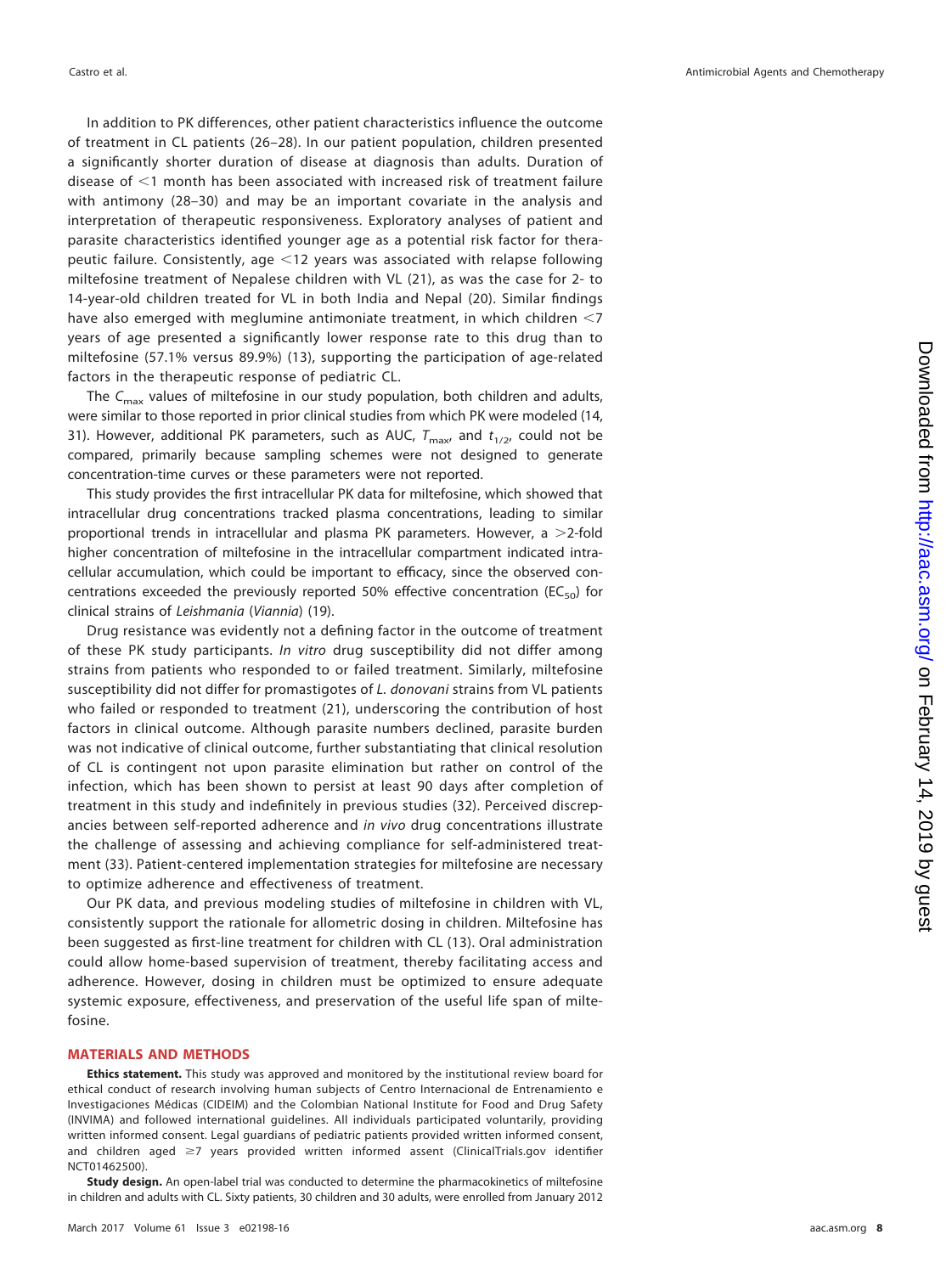In addition to PK differences, other patient characteristics influence the outcome of treatment in CL patients (26–28). In our patient population, children presented a significantly shorter duration of disease at diagnosis than adults. Duration of disease of <1 month has been associated with increased risk of treatment failure with antimony (28–30) and may be an important covariate in the analysis and interpretation of therapeutic responsiveness. Exploratory analyses of patient and parasite characteristics identified younger age as a potential risk factor for therapeutic failure. Consistently, age <12 years was associated with relapse following miltefosine treatment of Nepalese children with VL (21), as was the case for 2- to 14-year-old children treated for VL in both India and Nepal (20). Similar findings have also emerged with meglumine antimoniate treatment, in which children <7 years of age presented a significantly lower response rate to this drug than to miltefosine (57.1% versus 89.9%) (13), supporting the participation of age-related factors in the therapeutic response of pediatric CL.

The $C_{max}$ values of miltefosine in our study population, both children and adults, were similar to those reported in prior clinical studies from which PK were modeled (14, 31). However, additional PK parameters, such as AUC, $T_{max}$, and $t_{1/2}$, could not be compared, primarily because sampling schemes were not designed to generate concentration-time curves or these parameters were not reported.

This study provides the first intracellular PK data for miltefosine, which showed that intracellular drug concentrations tracked plasma concentrations, leading to similar proportional trends in intracellular and plasma PK parameters. However, a >2-fold higher concentration of miltefosine in the intracellular compartment indicated intracellular accumulation, which could be important to efficacy, since the observed concentrations exceeded the previously reported 50% effective concentration ($EC_{50}$) for clinical strains of *Leishmania* (*Viannia*) (19).

Drug resistance was evidently not a defining factor in the outcome of treatment of these PK study participants. *In vitro* drug susceptibility did not differ among strains from patients who responded to or failed treatment. Similarly, miltefosine susceptibility did not differ for promastigotes of *L. donovani* strains from VL patients who failed or responded to treatment (21), underscoring the contribution of host factors in clinical outcome. Although parasite numbers declined, parasite burden was not indicative of clinical outcome, further substantiating that clinical resolution of CL is contingent not upon parasite elimination but rather on control of the infection, which has been shown to persist at least 90 days after completion of treatment in this study and indefinitely in previous studies (32). Perceived discrepancies between self-reported adherence and *in vivo* drug concentrations illustrate the challenge of assessing and achieving compliance for self-administered treatment (33). Patient-centered implementation strategies for miltefosine are necessary to optimize adherence and effectiveness of treatment.

Our PK data, and previous modeling studies of miltefosine in children with VL, consistently support the rationale for allometric dosing in children. Miltefosine has been suggested as first-line treatment for children with CL (13). Oral administration could allow home-based supervision of treatment, thereby facilitating access and adherence. However, dosing in children must be optimized to ensure adequate systemic exposure, effectiveness, and preservation of the useful life span of miltefosine.

## MATERIALS AND METHODS

**Ethics statement.** This study was approved and monitored by the institutional review board for ethical conduct of research involving human subjects of Centro Internacional de Entrenamiento e Investigaciones Médicas (CIDEIM) and the Colombian National Institute for Food and Drug Safety (INVIMA) and followed international guidelines. All individuals participated voluntarily, providing written informed consent. Legal guardians of pediatric patients provided written informed consent, and children aged ≥7 years provided written informed assent (ClinicalTrials.gov identifier NCT01462500).

**Study design.** An open-label trial was conducted to determine the pharmacokinetics of miltefosine in children and adults with CL. Sixty patients, 30 children and 30 adults, were enrolled from January 2012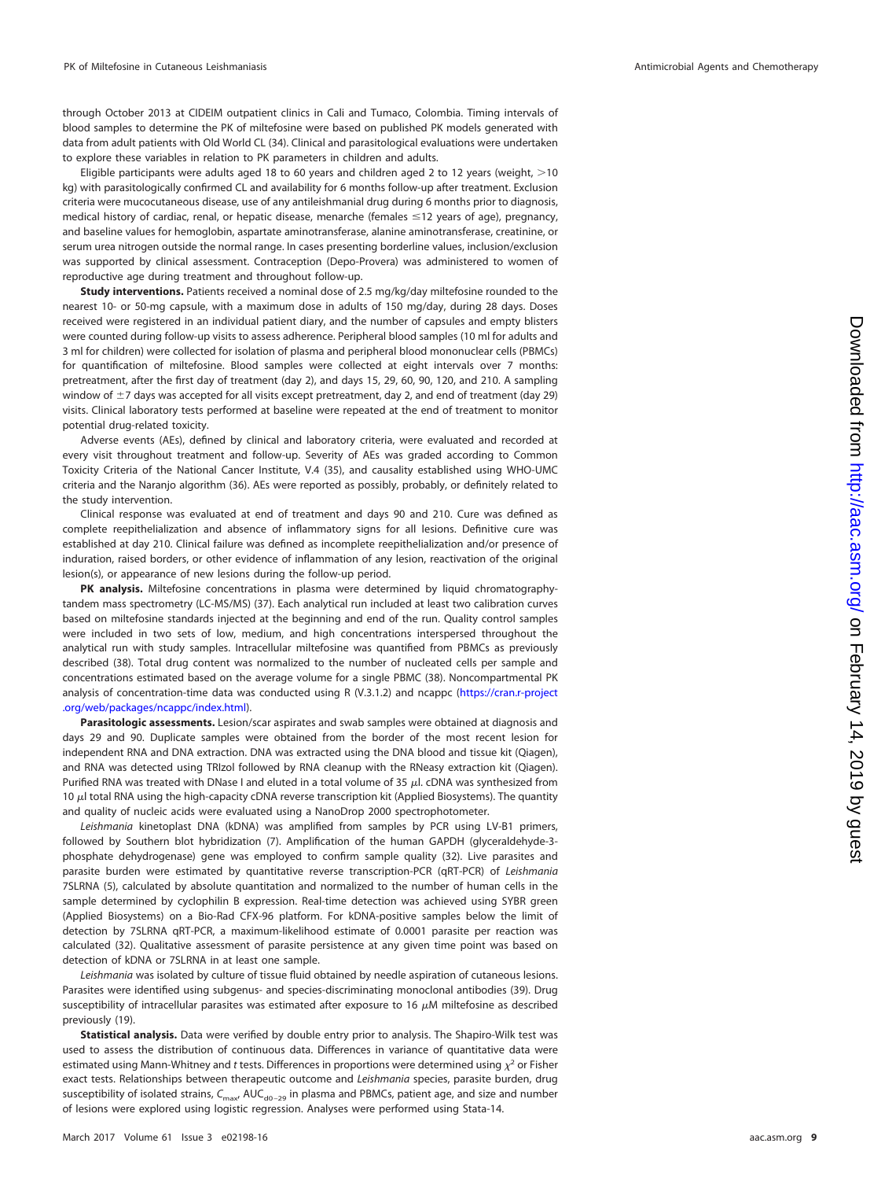through October 2013 at CIDEIM outpatient clinics in Cali and Tumaco, Colombia. Timing intervals of blood samples to determine the PK of miltefosine were based on published PK models generated with data from adult patients with Old World CL (34). Clinical and parasitological evaluations were undertaken to explore these variables in relation to PK parameters in children and adults.

Eligible participants were adults aged 18 to 60 years and children aged 2 to 12 years (weight, >10 kg) with parasitologically confirmed CL and availability for 6 months follow-up after treatment. Exclusion criteria were mucocutaneous disease, use of any antileishmanial drug during 6 months prior to diagnosis, medical history of cardiac, renal, or hepatic disease, menarche (females ≤12 years of age), pregnancy, and baseline values for hemoglobin, aspartate aminotransferase, alanine aminotransferase, creatinine, or serum urea nitrogen outside the normal range. In cases presenting borderline values, inclusion/exclusion was supported by clinical assessment. Contraception (Depo-Provera) was administered to women of reproductive age during treatment and throughout follow-up.

**Study interventions.** Patients received a nominal dose of 2.5 mg/kg/day miltefosine rounded to the nearest 10- or 50-mg capsule, with a maximum dose in adults of 150 mg/day, during 28 days. Doses received were registered in an individual patient diary, and the number of capsules and empty blisters were counted during follow-up visits to assess adherence. Peripheral blood samples (10 ml for adults and 3 ml for children) were collected for isolation of plasma and peripheral blood mononuclear cells (PBMCs) for quantification of miltefosine. Blood samples were collected at eight intervals over 7 months: pretreatment, after the first day of treatment (day 2), and days 15, 29, 60, 90, 120, and 210. A sampling window of ±7 days was accepted for all visits except pretreatment, day 2, and end of treatment (day 29) visits. Clinical laboratory tests performed at baseline were repeated at the end of treatment to monitor potential drug-related toxicity.

Adverse events (AEs), defined by clinical and laboratory criteria, were evaluated and recorded at every visit throughout treatment and follow-up. Severity of AEs was graded according to Common Toxicity Criteria of the National Cancer Institute, V.4 (35), and causality established using WHO-UMC criteria and the Naranjo algorithm (36). AEs were reported as possibly, probably, or definitely related to the study intervention.

Clinical response was evaluated at end of treatment and days 90 and 210. Cure was defined as complete reepithelialization and absence of inflammatory signs for all lesions. Definitive cure was established at day 210. Clinical failure was defined as incomplete reepithelialization and/or presence of induration, raised borders, or other evidence of inflammation of any lesion, reactivation of the original lesion(s), or appearance of new lesions during the follow-up period.

**PK analysis.** Miltefosine concentrations in plasma were determined by liquid chromatography-tandem mass spectrometry (LC-MS/MS) (37). Each analytical run included at least two calibration curves based on miltefosine standards injected at the beginning and end of the run. Quality control samples were included in two sets of low, medium, and high concentrations interspersed throughout the analytical run with study samples. Intracellular miltefosine was quantified from PBMCs as previously described (38). Total drug content was normalized to the number of nucleated cells per sample and concentrations estimated based on the average volume for a single PBMC (38). Noncompartmental PK analysis of concentration-time data was conducted using R (V.3.1.2) and ncappc (https://cran.r-project.org/web/packages/ncappc/index.html).

**Parasitologic assessments.** Lesion/scar aspirates and swab samples were obtained at diagnosis and days 29 and 90. Duplicate samples were obtained from the border of the most recent lesion for independent RNA and DNA extraction. DNA was extracted using the DNA blood and tissue kit (Qiagen), and RNA was detected using TRIzol followed by RNA cleanup with the RNeasy extraction kit (Qiagen). Purified RNA was treated with DNase I and eluted in a total volume of 35 μl. cDNA was synthesized from 10 μl total RNA using the high-capacity cDNA reverse transcription kit (Applied Biosystems). The quantity and quality of nucleic acids were evaluated using a NanoDrop 2000 spectrophotometer.

*Leishmania* kinetoplast DNA (kDNA) was amplified from samples by PCR using LV-B1 primers, followed by Southern blot hybridization (7). Amplification of the human GAPDH (glyceraldehyde-3-phosphate dehydrogenase) gene was employed to confirm sample quality (32). Live parasites and parasite burden were estimated by quantitative reverse transcription-PCR (qRT-PCR) of *Leishmania* 7SLRNA (5), calculated by absolute quantitation and normalized to the number of human cells in the sample determined by cyclophilin B expression. Real-time detection was achieved using SYBR green (Applied Biosystems) on a Bio-Rad CFX-96 platform. For kDNA-positive samples below the limit of detection by 7SLRNA qRT-PCR, a maximum-likelihood estimate of 0.0001 parasite per reaction was calculated (32). Qualitative assessment of parasite persistence at any given time point was based on detection of kDNA or 7SLRNA in at least one sample.

*Leishmania* was isolated by culture of tissue fluid obtained by needle aspiration of cutaneous lesions. Parasites were identified using subgenus- and species-discriminating monoclonal antibodies (39). Drug susceptibility of intracellular parasites was estimated after exposure to 16 μM miltefosine as described previously (19).

**Statistical analysis.** Data were verified by double entry prior to analysis. The Shapiro-Wilk test was used to assess the distribution of continuous data. Differences in variance of quantitative data were estimated using Mann-Whitney and *t* tests. Differences in proportions were determined using $\chi^2$ or Fisher exact tests. Relationships between therapeutic outcome and *Leishmania* species, parasite burden, drug susceptibility of isolated strains, $C_{max}$, $AUC_{d0-29}$ in plasma and PBMCs, patient age, and size and number of lesions were explored using logistic regression. Analyses were performed using Stata-14.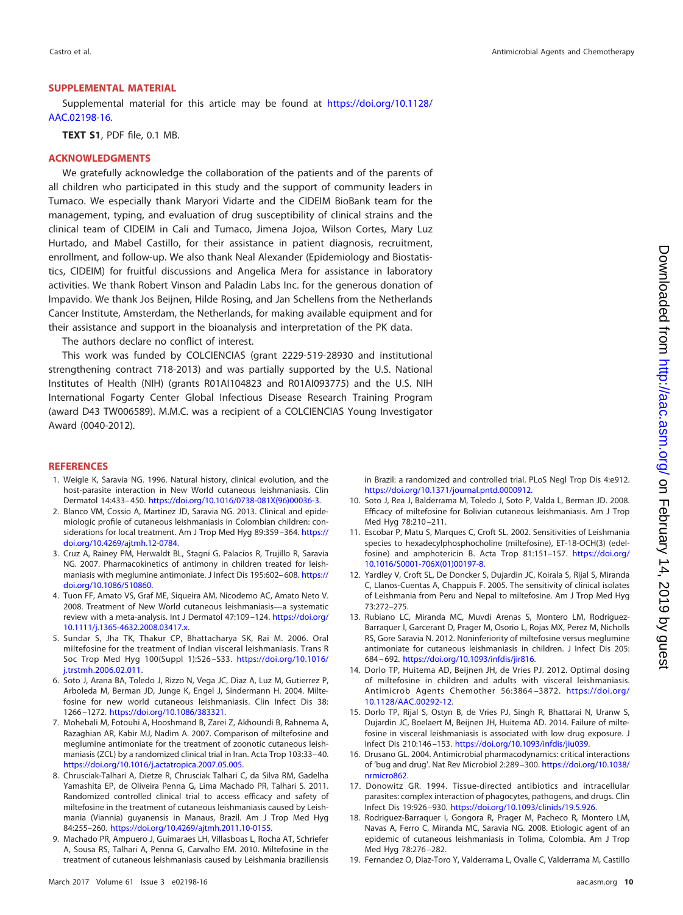## SUPPLEMENTAL MATERIAL

Supplemental material for this article may be found at https://doi.org/10.1128/AAC.02198-16.

**TEXT S1**, PDF file, 0.1 MB.

## ACKNOWLEDGMENTS

We gratefully acknowledge the collaboration of the patients and of the parents of all children who participated in this study and the support of community leaders in Tumaco. We especially thank Maryori Vidarte and the CIDEIM BioBank team for the management, typing, and evaluation of drug susceptibility of clinical strains and the clinical team of CIDEIM in Cali and Tumaco, Jimena Jojoa, Wilson Cortes, Mary Luz Hurtado, and Mabel Castillo, for their assistance in patient diagnosis, recruitment, enrollment, and follow-up. We also thank Neal Alexander (Epidemiology and Biostatistics, CIDEIM) for fruitful discussions and Angelica Mera for assistance in laboratory activities. We thank Robert Vinson and Paladin Labs Inc. for the generous donation of Impavido. We thank Jos Beijnen, Hilde Rosing, and Jan Schellens from the Netherlands Cancer Institute, Amsterdam, the Netherlands, for making available equipment and for their assistance and support in the bioanalysis and interpretation of the PK data.

The authors declare no conflict of interest.

This work was funded by COLCIENCIAS (grant 2229-519-28930 and institutional strengthening contract 718-2013) and was partially supported by the U.S. National Institutes of Health (NIH) (grants R01AI104823 and R01AI093775) and the U.S. NIH International Fogarty Center Global Infectious Disease Research Training Program (award D43 TW006589). M.M.C. was a recipient of a COLCIENCIAS Young Investigator Award (0040-2012).

## REFERENCES

1. Weigle K, Saravia NG. 1996. Natural history, clinical evolution, and the host-parasite interaction in New World cutaneous leishmaniasis. Clin Dermatol 14:433–450. https://doi.org/10.1016/0738-081X(96)00036-3.
2. Blanco VM, Cossio A, Martinez JD, Saravia NG. 2013. Clinical and epidemiologic profile of cutaneous leishmaniasis in Colombian children: considerations for local treatment. Am J Trop Med Hyg 89:359–364. https://doi.org/10.4269/ajtmh.12-0784.
3. Cruz A, Rainey PM, Herwaldt BL, Stagni G, Palacios R, Trujillo R, Saravia NG. 2007. Pharmacokinetics of antimony in children treated for leishmaniasis with meglumine antimoniate. J Infect Dis 195:602–608. https://doi.org/10.1086/510860.
4. Tuon FF, Amato VS, Graf ME, Siqueira AM, Nicodemo AC, Amato Neto V. 2008. Treatment of New World cutaneous leishmaniasis—a systematic review with a meta-analysis. Int J Dermatol 47:109–124. https://doi.org/10.1111/j.1365-4632.2008.03417.x.
5. Sundar S, Jha TK, Thakur CP, Bhattacharya SK, Rai M. 2006. Oral miltefosine for the treatment of Indian visceral leishmaniasis. Trans R Soc Trop Med Hyg 100(Suppl 1):S26–S33. https://doi.org/10.1016/j.trstmh.2006.02.011.
6. Soto J, Arana BA, Toledo J, Rizzo N, Vega JC, Diaz A, Luz M, Gutierrez P, Arboleda M, Berman JD, Junge K, Engel J, Sindermann H. 2004. Miltefosine for new world cutaneous leishmaniasis. Clin Infect Dis 38:1266–1272. https://doi.org/10.1086/383321.
7. Mohebali M, Fotouhi A, Hooshmand B, Zarei Z, Akhoundi B, Rahnema A, Razaghian AR, Kabir MJ, Nadim A. 2007. Comparison of miltefosine and meglumine antimoniate for the treatment of zoonotic cutaneous leishmaniasis (ZCL) by a randomized clinical trial in Iran. Acta Trop 103:33–40. https://doi.org/10.1016/j.actatropica.2007.05.005.
8. Chrusciak-Talhari A, Dietze R, Chrusciak Talhari C, da Silva RM, Gadelha Yamashita EP, de Oliveira Penna G, Lima Machado PR, Talhari S. 2011. Randomized controlled clinical trial to access efficacy and safety of miltefosine in the treatment of cutaneous leishmaniasis caused by Leishmania (Viannia) guyanensis in Manaus, Brazil. Am J Trop Med Hyg 84:255–260. https://doi.org/10.4269/ajtmh.2011.10-0155.
9. Machado PR, Ampuero J, Guimaraes LH, Villasboas L, Rocha AT, Schriefer A, Sousa RS, Talhari A, Penna G, Carvalho EM. 2010. Miltefosine in the treatment of cutaneous leishmaniasis caused by Leishmania braziliensis in Brazil: a randomized and controlled trial. PLoS Negl Trop Dis 4:e912. https://doi.org/10.1371/journal.pntd.0000912.
10. Soto J, Rea J, Balderrama M, Toledo J, Soto P, Valda L, Berman JD. 2008. Efficacy of miltefosine for Bolivian cutaneous leishmaniasis. Am J Trop Med Hyg 78:210–211.
11. Escobar P, Matu S, Marques C, Croft SL. 2002. Sensitivities of Leishmania species to hexadecylphosphocholine (miltefosine), ET-18-OCH(3) (edelfosine) and amphotericin B. Acta Trop 81:151–157. https://doi.org/10.1016/S0001-706X(01)00197-8.
12. Yardley V, Croft SL, De Doncker S, Dujardin JC, Koirala S, Rijal S, Miranda C, Llanos-Cuentas A, Chappuis F. 2005. The sensitivity of clinical isolates of Leishmania from Peru and Nepal to miltefosine. Am J Trop Med Hyg 73:272–275.
13. Rubiano LC, Miranda MC, Muvdi Arenas S, Montero LM, Rodriguez-Barraquer I, Garcerant D, Prager M, Osorio L, Rojas MX, Perez M, Nicholls RS, Gore Saravia N. 2012. Noninferiority of miltefosine versus meglumine antimoniate for cutaneous leishmaniasis in children. J Infect Dis 205:684–692. https://doi.org/10.1093/infdis/jir816.
14. Dorlo TP, Huitema AD, Beijnen JH, de Vries PJ. 2012. Optimal dosing of miltefosine in children and adults with visceral leishmaniasis. Antimicrob Agents Chemother 56:3864–3872. https://doi.org/10.1128/AAC.00292-12.
15. Dorlo TP, Rijal S, Ostyn B, de Vries PJ, Singh R, Bhattarai N, Uranw S, Dujardin JC, Boelaert M, Beijnen JH, Huitema AD. 2014. Failure of miltefosine in visceral leishmaniasis is associated with low drug exposure. J Infect Dis 210:146–153. https://doi.org/10.1093/infdis/jiu039.
16. Drusano GL. 2004. Antimicrobial pharmacodynamics: critical interactions of 'bug and drug'. Nat Rev Microbiol 2:289–300. https://doi.org/10.1038/nrmicro862.
17. Donowitz GR. 1994. Tissue-directed antibiotics and intracellular parasites: complex interaction of phagocytes, pathogens, and drugs. Clin Infect Dis 19:926–930. https://doi.org/10.1093/clinids/19.5.926.
18. Rodriguez-Barraquer I, Gongora R, Prager M, Pacheco R, Montero LM, Navas A, Ferro C, Miranda MC, Saravia NG. 2008. Etiologic agent of an epidemic of cutaneous leishmaniasis in Tolima, Colombia. Am J Trop Med Hyg 78:276–282.
19. Fernandez O, Diaz-Toro Y, Valderrama L, Ovalle C, Valderrama M, Castillo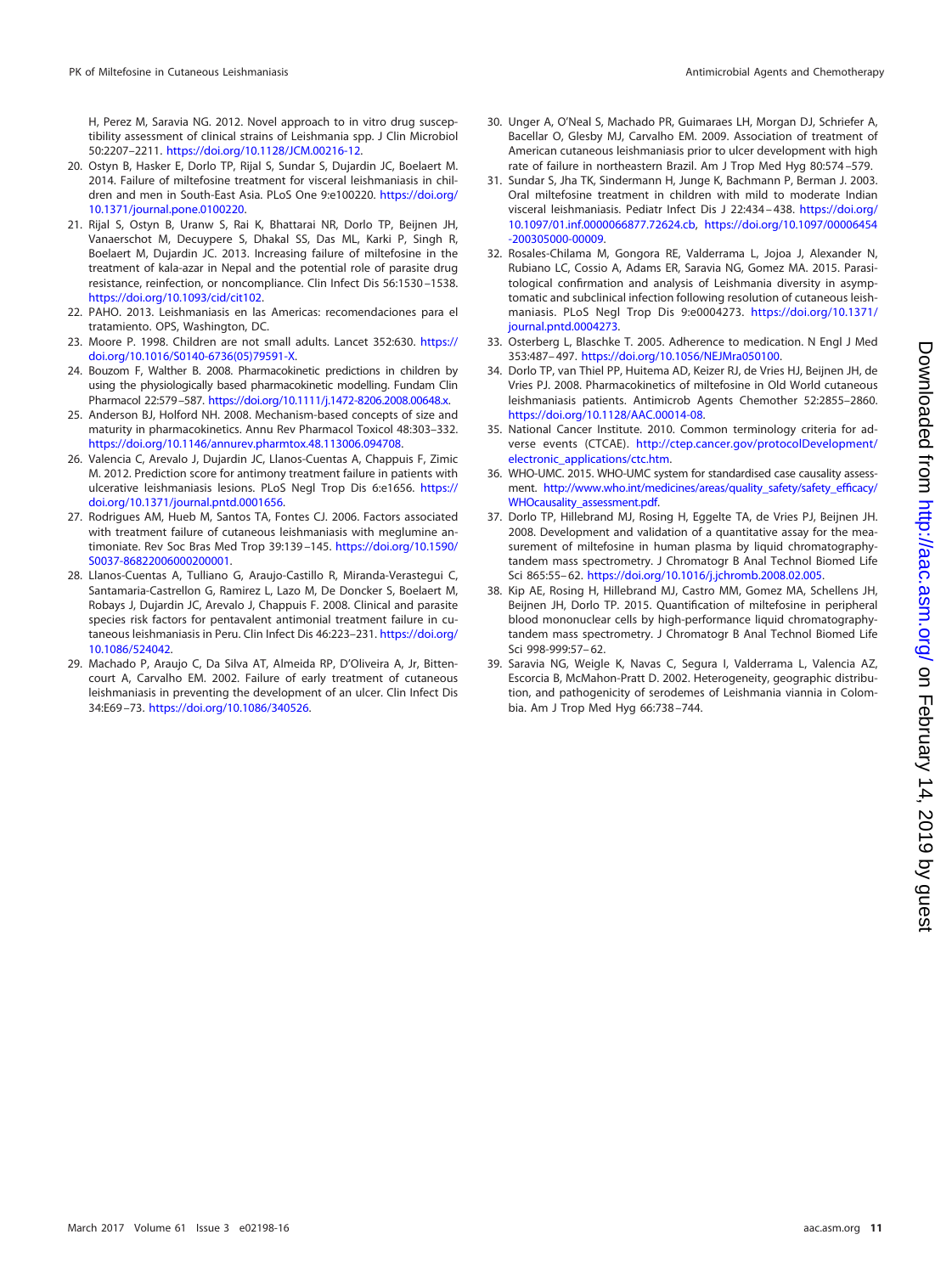H, Perez M, Saravia NG. 2012. Novel approach to in vitro drug susceptibility assessment of clinical strains of Leishmania spp. J Clin Microbiol 50:2207–2211. https://doi.org/10.1128/JCM.00216-12.

20. Ostyn B, Hasker E, Dorlo TP, Rijal S, Sundar S, Dujardin JC, Boelaert M. 2014. Failure of miltefosine treatment for visceral leishmaniasis in children and men in South-East Asia. PLoS One 9:e100220. https://doi.org/10.1371/journal.pone.0100220.
21. Rijal S, Ostyn B, Uranw S, Rai K, Bhattarai NR, Dorlo TP, Beijnen JH, Vanaerschot M, Decuypere S, Dhakal SS, Das ML, Karki P, Singh R, Boelaert M, Dujardin JC. 2013. Increasing failure of miltefosine in the treatment of kala-azar in Nepal and the potential role of parasite drug resistance, reinfection, or noncompliance. Clin Infect Dis 56:1530–1538. https://doi.org/10.1093/cid/cit102.
22. PAHO. 2013. Leishmaniasis en las Americas: recomendaciones para el tratamiento. OPS, Washington, DC.
23. Moore P. 1998. Children are not small adults. Lancet 352:630. https://doi.org/10.1016/S0140-6736(05)79591-X.
24. Bouzom F, Walther B. 2008. Pharmacokinetic predictions in children by using the physiologically based pharmacokinetic modelling. Fundam Clin Pharmacol 22:579–587. https://doi.org/10.1111/j.1472-8206.2008.00648.x.
25. Anderson BJ, Holford NH. 2008. Mechanism-based concepts of size and maturity in pharmacokinetics. Annu Rev Pharmacol Toxicol 48:303–332. https://doi.org/10.1146/annurev.pharmtox.48.113006.094708.
26. Valencia C, Arevalo J, Dujardin JC, Llanos-Cuentas A, Chappuis F, Zimic M. 2012. Prediction score for antimony treatment failure in patients with ulcerative leishmaniasis lesions. PLoS Negl Trop Dis 6:e1656. https://doi.org/10.1371/journal.pntd.0001656.
27. Rodrigues AM, Hueb M, Santos TA, Fontes CJ. 2006. Factors associated with treatment failure of cutaneous leishmaniasis with meglumine antimoniate. Rev Soc Bras Med Trop 39:139–145. https://doi.org/10.1590/S0037-86822006000200001.
28. Llanos-Cuentas A, Tulliano G, Araujo-Castillo R, Miranda-Verastegui C, Santamaria-Castrellon G, Ramirez L, Lazo M, De Doncker S, Boelaert M, Robays J, Dujardin JC, Arevalo J, Chappuis F. 2008. Clinical and parasite species risk factors for pentavalent antimonial treatment failure in cutaneous leishmaniasis in Peru. Clin Infect Dis 46:223–231. https://doi.org/10.1086/524042.
29. Machado P, Araujo C, Da Silva AT, Almeida RP, D'Oliveira A, Jr, Bittencourt A, Carvalho EM. 2002. Failure of early treatment of cutaneous leishmaniasis in preventing the development of an ulcer. Clin Infect Dis 34:E69–73. https://doi.org/10.1086/340526.
30. Unger A, O'Neal S, Machado PR, Guimaraes LH, Morgan DJ, Schriefer A, Bacellar O, Glesby MJ, Carvalho EM. 2009. Association of treatment of American cutaneous leishmaniasis prior to ulcer development with high rate of failure in northeastern Brazil. Am J Trop Med Hyg 80:574–579.
31. Sundar S, Jha TK, Sindermann H, Junge K, Bachmann P, Berman J. 2003. Oral miltefosine treatment in children with mild to moderate Indian visceral leishmaniasis. Pediatr Infect Dis J 22:434–438. https://doi.org/10.1097/01.inf.0000066877.72624.cb, https://doi.org/10.1097/00006454-200305000-00009.
32. Rosales-Chilama M, Gongora RE, Valderrama L, Jojoa J, Alexander N, Rubiano LC, Cossio A, Adams ER, Saravia NG, Gomez MA. 2015. Parasitological confirmation and analysis of Leishmania diversity in asymptomatic and subclinical infection following resolution of cutaneous leishmaniasis. PLoS Negl Trop Dis 9:e0004273. https://doi.org/10.1371/journal.pntd.0004273.
33. Osterberg L, Blaschke T. 2005. Adherence to medication. N Engl J Med 353:487–497. https://doi.org/10.1056/NEJMra050100.
34. Dorlo TP, van Thiel PP, Huitema AD, Keizer RJ, de Vries HJ, Beijnen JH, de Vries PJ. 2008. Pharmacokinetics of miltefosine in Old World cutaneous leishmaniasis patients. Antimicrob Agents Chemother 52:2855–2860. https://doi.org/10.1128/AAC.00014-08.
35. National Cancer Institute. 2010. Common terminology criteria for adverse events (CTCAE). http://ctep.cancer.gov/protocolDevelopment/electronic_applications/ctc.htm.
36. WHO-UMC. 2015. WHO-UMC system for standardised case causality assessment. http://www.who.int/medicines/areas/quality_safety/safety_efficacy/WHOcausality_assessment.pdf.
37. Dorlo TP, Hillebrand MJ, Rosing H, Eggelte TA, de Vries PJ, Beijnen JH. 2008. Development and validation of a quantitative assay for the measurement of miltefosine in human plasma by liquid chromatography-tandem mass spectrometry. J Chromatogr B Anal Technol Biomed Life Sci 865:55–62. https://doi.org/10.1016/j.jchromb.2008.02.005.
38. Kip AE, Rosing H, Hillebrand MJ, Castro MM, Gomez MA, Schellens JH, Beijnen JH, Dorlo TP. 2015. Quantification of miltefosine in peripheral blood mononuclear cells by high-performance liquid chromatography-tandem mass spectrometry. J Chromatogr B Anal Technol Biomed Life Sci 998-999:57–62.
39. Saravia NG, Weigle K, Navas C, Segura I, Valderrama L, Valencia AZ, Escorcia B, McMahon-Pratt D. 2002. Heterogeneity, geographic distribution, and pathogenicity of serodemes of Leishmania viannia in Colombia. Am J Trop Med Hyg 66:738–744.